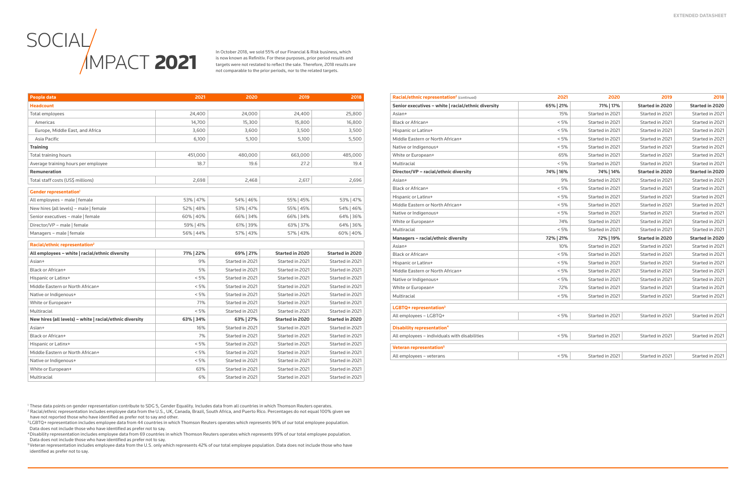# SOCIAL IMPACT 2021

In October 2018, we sold 55% of our Financial & Risk business, which is now known as Refinitiv. For these purposes, prior period results and targets were not restated to reflect the sale. Therefore, 2018 results are not comparable to the prior periods, nor to the related targets.

| People data | 2021 | 2020 | 2019 | 2018 |
|---|---|---|---|---|
| **Headcount** | | | | |
| Total employees | 24,400 | 24,000 | 24,400 | 25,800 |
| Americas | 14,700 | 15,300 | 15,800 | 16,800 |
| Europe, Middle East, and Africa | 3,600 | 3,600 | 3,500 | 3,500 |
| Asia Pacific | 6,100 | 5,100 | 5,100 | 5,500 |
| **Training** | | | | |
| Total training hours | 451,000 | 480,000 | 663,000 | 485,000 |
| Average training hours per employee | 18.7 | 19.6 | 27.2 | 19.4 |
| **Remuneration** | | | | |
| Total staff costs (US$ millions) | 2,698 | 2,468 | 2,617 | 2,696 |
| **Gender representation[1]** | | | | |
| All employees – male \| female | 53% \| 47% | 54% \| 46% | 55% \| 45% | 53% \| 47% |
| New hires (all levels) – male \| female | 52% \| 48% | 53% \| 47% | 55% \| 45% | 54% \| 46% |
| Senior executives – male \| female | 60% \| 40% | 66% \| 34% | 66% \| 34% | 64% \| 36% |
| Director/VP – male \| female | 59% \| 41% | 61% \| 39% | 63% \| 37% | 64% \| 36% |
| Managers – male \| female | 56% \| 44% | 57% \| 43% | 57% \| 43% | 60% \| 40% |

| Racial/ethnic representation[2] | 2021 | 2020 | 2019 | 2018 |
|---|---|---|---|---|
| **All employees – white \| racial/ethnic diversity** | **71% \| 22%** | **69% \| 21%** | **Started in 2020** | **Started in 2020** |
| Asian+ | 9% | Started in 2021 | Started in 2021 | Started in 2021 |
| Black or African+ | 5% | Started in 2021 | Started in 2021 | Started in 2021 |
| Hispanic or Latinx+ | < 5% | Started in 2021 | Started in 2021 | Started in 2021 |
| Middle Eastern or North African+ | < 5% | Started in 2021 | Started in 2021 | Started in 2021 |
| Native or Indigenous+ | < 5% | Started in 2021 | Started in 2021 | Started in 2021 |
| White or European+ | 71% | Started in 2021 | Started in 2021 | Started in 2021 |
| Multiracial | < 5% | Started in 2021 | Started in 2021 | Started in 2021 |
| **New hires (all levels) – white \| racial/ethnic diversity** | **63% \| 34%** | **63% \| 27%** | **Started in 2020** | **Started in 2020** |
| Asian+ | 16% | Started in 2021 | Started in 2021 | Started in 2021 |
| Black or African+ | 7% | Started in 2021 | Started in 2021 | Started in 2021 |
| Hispanic or Latinx+ | < 5% | Started in 2021 | Started in 2021 | Started in 2021 |
| Middle Eastern or North African+ | < 5% | Started in 2021 | Started in 2021 | Started in 2021 |
| Native or Indigenous+ | < 5% | Started in 2021 | Started in 2021 | Started in 2021 |
| White or European+ | 63% | Started in 2021 | Started in 2021 | Started in 2021 |
| Multiracial | 6% | Started in 2021 | Started in 2021 | Started in 2021 |
| **Senior executives – white \| racial/ethnic diversity** | **65% \| 21%** | **71% \| 17%** | **Started in 2020** | **Started in 2020** |
| Asian+ | 15% | Started in 2021 | Started in 2021 | Started in 2021 |
| Black or African+ | < 5% | Started in 2021 | Started in 2021 | Started in 2021 |
| Hispanic or Latinx+ | < 5% | Started in 2021 | Started in 2021 | Started in 2021 |
| Middle Eastern or North African+ | < 5% | Started in 2021 | Started in 2021 | Started in 2021 |
| Native or Indigenous+ | < 5% | Started in 2021 | Started in 2021 | Started in 2021 |
| White or European+ | 65% | Started in 2021 | Started in 2021 | Started in 2021 |
| Multiracial | < 5% | Started in 2021 | Started in 2021 | Started in 2021 |
| **Director/VP – racial/ethnic diversity** | **74% \| 16%** | **74% \| 14%** | **Started in 2020** | **Started in 2020** |
| Asian+ | 9% | Started in 2021 | Started in 2021 | Started in 2021 |
| Black or African+ | < 5% | Started in 2021 | Started in 2021 | Started in 2021 |
| Hispanic or Latinx+ | < 5% | Started in 2021 | Started in 2021 | Started in 2021 |
| Middle Eastern or North African+ | < 5% | Started in 2021 | Started in 2021 | Started in 2021 |
| Native or Indigenous+ | < 5% | Started in 2021 | Started in 2021 | Started in 2021 |
| White or European+ | 74% | Started in 2021 | Started in 2021 | Started in 2021 |
| Multiracial | < 5% | Started in 2021 | Started in 2021 | Started in 2021 |
| **Managers – racial/ethnic diversity** | **72% \| 21%** | **72% \| 19%** | **Started in 2020** | **Started in 2020** |
| Asian+ | 10% | Started in 2021 | Started in 2021 | Started in 2021 |
| Black or African+ | < 5% | Started in 2021 | Started in 2021 | Started in 2021 |
| Hispanic or Latinx+ | < 5% | Started in 2021 | Started in 2021 | Started in 2021 |
| Middle Eastern or North African+ | < 5% | Started in 2021 | Started in 2021 | Started in 2021 |
| Native or Indigenous+ | < 5% | Started in 2021 | Started in 2021 | Started in 2021 |
| White or European+ | 72% | Started in 2021 | Started in 2021 | Started in 2021 |
| Multiracial | < 5% | Started in 2021 | Started in 2021 | Started in 2021 |
| **LGBTQ+ representation[3]** | | | | |
| All employees – LGBTQ+ | < 5% | Started in 2021 | Started in 2021 | Started in 2021 |
| **Disability representation[4]** | | | | |
| All employees – individuals with disabilities | < 5% | Started in 2021 | Started in 2021 | Started in 2021 |
| **Veteran representation[5]** | | | | |
| All employees – veterans | < 5% | Started in 2021 | Started in 2021 | Started in 2021 |

[1] These data points on gender representation contribute to SDG 5, Gender Equality. Includes data from all countries in which Thomson Reuters operates.

[2] Racial/ethnic representation includes employee data from the U.S., UK, Canada, Brazil, South Africa, and Puerto Rico. Percentages do not equal 100% given we have not reported those who have identified as prefer not to say and other.

[3] LGBTQ+ representation includes employee data from 44 countries in which Thomson Reuters operates which represents 96% of our total employee population. Data does not include those who have identified as prefer not to say.

[4] Disability representation includes employee data from 69 countries in which Thomson Reuters operates which represents 99% of our total employee population. Data does not include those who have identified as prefer not to say.

[5] Veteran representation includes employee data from the U.S. only which represents 42% of our total employee population. Data does not include those who have identified as prefer not to say.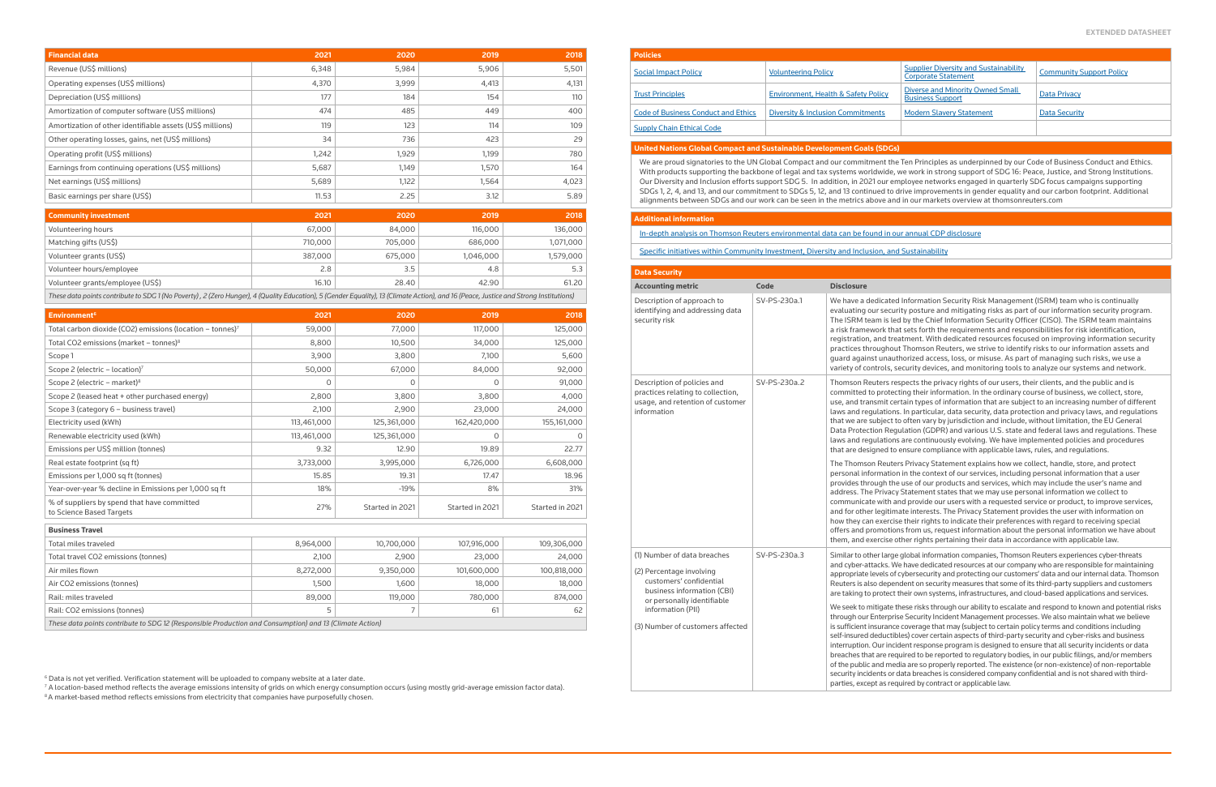| Financial data | 2021 | 2020 | 2019 | 2018 |
|---|---|---|---|---|
| Revenue (US$ millions) | 6,348 | 5,984 | 5,906 | 5,501 |
| Operating expenses (US$ millions) | 4,370 | 3,999 | 4,413 | 4,131 |
| Depreciation (US$ millions) | 177 | 184 | 154 | 110 |
| Amortization of computer software (US$ millions) | 474 | 485 | 449 | 400 |
| Amortization of other identifiable assets (US$ millions) | 119 | 123 | 114 | 109 |
| Other operating losses, gains, net (US$ millions) | 34 | 736 | 423 | 29 |
| Operating profit (US$ millions) | 1,242 | 1,929 | 1,199 | 780 |
| Earnings from continuing operations (US$ millions) | 5,687 | 1,149 | 1,570 | 164 |
| Net earnings (US$ millions) | 5,689 | 1,122 | 1,564 | 4,023 |
| Basic earnings per share (US$) | 11.53 | 2.25 | 3.12 | 5.89 |

| Community investment | 2021 | 2020 | 2019 | 2018 |
|---|---|---|---|---|
| Volunteering hours | 67,000 | 84,000 | 116,000 | 136,000 |
| Matching gifts (US$) | 710,000 | 705,000 | 686,000 | 1,071,000 |
| Volunteer grants (US$) | 387,000 | 675,000 | 1,046,000 | 1,579,000 |
| Volunteer hours/employee | 2.8 | 3.5 | 4.8 | 5.3 |
| Volunteer grants/employee (US$) | 16.10 | 28.40 | 42.90 | 61.20 |

*These data points contribute to SDG 1 (No Poverty) , 2 (Zero Hunger), 4 (Quality Education), 5 (Gender Equality), 13 (Climate Action), and 16 (Peace, Justice and Strong Institutions)*

| Environment[6] | 2021 | 2020 | 2019 | 2018 |
|---|---|---|---|---|
| Total carbon dioxide ($CO_2$) emissions (location – tonnes)[7] | 59,000 | 77,000 | 117,000 | 125,000 |
| Total $CO_2$ emissions (market – tonnes)[8] | 8,800 | 10,500 | 34,000 | 125,000 |
| Scope 1 | 3,900 | 3,800 | 7,100 | 5,600 |
| Scope 2 (electric – location)[7] | 50,000 | 67,000 | 84,000 | 92,000 |
| Scope 2 (electric – market)[8] | 0 | 0 | 0 | 91,000 |
| Scope 2 (leased heat + other purchased energy) | 2,800 | 3,800 | 3,800 | 4,000 |
| Scope 3 (category 6 – business travel) | 2,100 | 2,900 | 23,000 | 24,000 |
| Electricity used (kWh) | 113,461,000 | 125,361,000 | 162,420,000 | 155,161,000 |
| Renewable electricity used (kWh) | 113,461,000 | 125,361,000 | 0 | 0 |
| Emissions per US$ million (tonnes) | 9.32 | 12.90 | 19.89 | 22.77 |
| Real estate footprint (sq ft) | 3,733,000 | 3,995,000 | 6,726,000 | 6,608,000 |
| Emissions per 1,000 sq ft (tonnes) | 15.85 | 19.31 | 17.47 | 18.96 |
| Year-over-year % decline in Emissions per 1,000 sq ft | 18% | -19% | 8% | 31% |
| % of suppliers by spend that have committed to Science Based Targets | 27% | Started in 2021 | Started in 2021 | Started in 2021 |

| Business Travel | | | | |
|---|---|---|---|---|
| Total miles traveled | 8,964,000 | 10,700,000 | 107,916,000 | 109,306,000 |
| Total travel $CO_2$ emissions (tonnes) | 2,100 | 2,900 | 23,000 | 24,000 |
| Air miles flown | 8,272,000 | 9,350,000 | 101,600,000 | 100,818,000 |
| Air $CO_2$ emissions (tonnes) | 1,500 | 1,600 | 18,000 | 18,000 |
| Rail: miles traveled | 89,000 | 119,000 | 780,000 | 874,000 |
| Rail: $CO_2$ emissions (tonnes) | 5 | 7 | 61 | 62 |

*These data points contribute to SDG 12 (Responsible Production and Consumption) and 13 (Climate Action)*

[6] Data is not yet verified. Verification statement will be uploaded to company website at a later date.
[7] A location-based method reflects the average emissions intensity of grids on which energy consumption occurs (using mostly grid-average emission factor data).
[8] A market-based method reflects emissions from electricity that companies have purposefully chosen.

| Policies | | | |
|---|---|---|---|
| Social Impact Policy | Volunteering Policy | Supplier Diversity and Sustainability Corporate Statement | Community Support Policy |
| Trust Principles | Environment, Health & Safety Policy | Diverse and Minority Owned Small Business Support | Data Privacy |
| Code of Business Conduct and Ethics | Diversity & Inclusion Commitments | Modern Slavery Statement | Data Security |
| Supply Chain Ethical Code | | | |

## United Nations Global Compact and Sustainable Development Goals (SDGs)

We are proud signatories to the UN Global Compact and our commitment the Ten Principles as underpinned by our Code of Business Conduct and Ethics. With products supporting the backbone of legal and tax systems worldwide, we work in strong support of SDG 16: Peace, Justice, and Strong Institutions. Our Diversity and Inclusion efforts support SDG 5. In addition, in 2021 our employee networks engaged in quarterly SDG focus campaigns supporting SDGs 1, 2, 4, and 13, and our commitment to SDGs 5, 12, and 13 continued to drive improvements in gender equality and our carbon footprint. Additional alignments between SDGs and our work can be seen in the metrics above and in our markets overview at thomsonreuters.com

## Additional information

In-depth analysis on Thomson Reuters environmental data can be found in our annual CDP disclosure

Specific initiatives within Community Investment, Diversity and Inclusion, and Sustainability

## Data Security

| Accounting metric | Code | Disclosure |
|---|---|---|
| Description of approach to identifying and addressing data security risk | SV-PS-230a.1 | We have a dedicated Information Security Risk Management (ISRM) team who is continually evaluating our security posture and mitigating risks as part of our information security program. The ISRM team is led by the Chief Information Security Officer (CISO). The ISRM team maintains a risk framework that sets forth the requirements and responsibilities for risk identification, registration, and treatment. With dedicated resources focused on improving information security practices throughout Thomson Reuters, we strive to identify risks to our information assets and guard against unauthorized access, loss, or misuse. As part of managing such risks, we use a variety of controls, security devices, and monitoring tools to analyze our systems and network. |
| Description of policies and practices relating to collection, usage, and retention of customer information | SV-PS-230a.2 | Thomson Reuters respects the privacy rights of our users, their clients, and the public and is committed to protecting their information. In the ordinary course of business, we collect, store, use, and transmit certain types of information that are subject to an increasing number of different laws and regulations. In particular, data security, data protection and privacy laws, and regulations that we are subject to often vary by jurisdiction and include, without limitation, the EU General Data Protection Regulation (GDPR) and various U.S. state and federal laws and regulations. These laws and regulations are continuously evolving. We have implemented policies and procedures that are designed to ensure compliance with applicable laws, rules, and regulations.<br><br>The Thomson Reuters Privacy Statement explains how we collect, handle, store, and protect personal information in the context of our services, including personal information that a user provides through the use of our products and services, which may include the user's name and address. The Privacy Statement states that we may use personal information we collect to communicate with and provide our users with a requested service or product, to improve services, and for other legitimate interests. The Privacy Statement provides the user with information on how they can exercise their rights to indicate their preferences with regard to receiving special offers and promotions from us, request information about the personal information we have about them, and exercise other rights pertaining their data in accordance with applicable law. |
| (1) Number of data breaches<br><br>(2) Percentage involving customers' confidential business information (CBI) or personally identifiable information (PII)<br><br>(3) Number of customers affected | SV-PS-230a.3 | Similar to other large global information companies, Thomson Reuters experiences cyber-threats and cyber-attacks. We have dedicated resources at our company who are responsible for maintaining appropriate levels of cybersecurity and protecting our customers' data and our internal data. Thomson Reuters is also dependent on security measures that some of its third-party suppliers and customers are taking to protect their own systems, infrastructures, and cloud-based applications and services.<br><br>We seek to mitigate these risks through our ability to escalate and respond to known and potential risks through our Enterprise Security Incident Management processes. We also maintain what we believe is sufficient insurance coverage that may (subject to certain policy terms and conditions including self-insured deductibles) cover certain aspects of third-party security and cyber-risks and business interruption. Our incident response program is designed to ensure that all security incidents or data breaches that are required to be reported to regulatory bodies, in our public filings, and/or members of the public and media are so properly reported. The existence (or non-existence) of non-reportable security incidents or data breaches is considered company confidential and is not shared with third-parties, except as required by contract or applicable law. |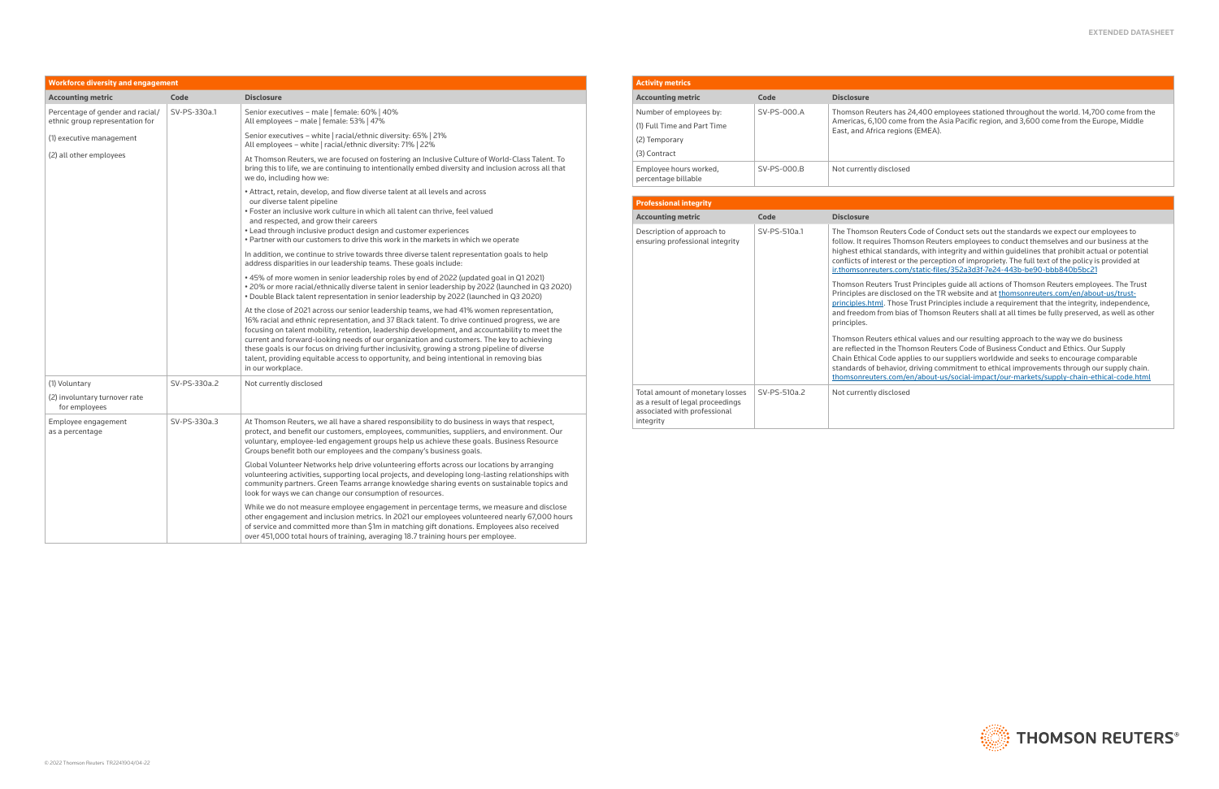## Workforce diversity and engagement

| Accounting metric | Code | Disclosure |
|---|---|---|
| Percentage of gender and racial/ethnic group representation for (1) executive management (2) all other employees | SV-PS-330a.1 | Senior executives – male \| female: 60% \| 40%<br>All employees – male \| female: 53% \| 47%<br><br>Senior executives – white \| racial/ethnic diversity: 65% \| 21%<br>All employees – white \| racial/ethnic diversity: 71% \| 22%<br><br>At Thomson Reuters, we are focused on fostering an Inclusive Culture of World-Class Talent. To bring this to life, we are continuing to intentionally embed diversity and inclusion across all that we do, including how we:<br><br>• Attract, retain, develop, and flow diverse talent at all levels and across our diverse talent pipeline<br>• Foster an inclusive work culture in which all talent can thrive, feel valued and respected, and grow their careers<br>• Lead through inclusive product design and customer experiences<br>• Partner with our customers to drive this work in the markets in which we operate<br><br>In addition, we continue to strive towards three diverse talent representation goals to help address disparities in our leadership teams. These goals include:<br><br>• 45% of more women in senior leadership roles by end of 2022 (updated goal in Q1 2021)<br>• 20% or more racial/ethnically diverse talent in senior leadership by 2022 (launched in Q3 2020)<br>• Double Black talent representation in senior leadership by 2022 (launched in Q3 2020)<br><br>At the close of 2021 across our senior leadership teams, we had 41% women representation, 16% racial and ethnic representation, and 37 Black talent. To drive continued progress, we are focusing on talent mobility, retention, leadership development, and accountability to meet the current and forward-looking needs of our organization and customers. The key to achieving these goals is our focus on driving further inclusivity, growing a strong pipeline of diverse talent, providing equitable access to opportunity, and being intentional in removing bias in our workplace. |
| (1) Voluntary (2) involuntary turnover rate for employees | SV-PS-330a.2 | Not currently disclosed |
| Employee engagement as a percentage | SV-PS-330a.3 | At Thomson Reuters, we all have a shared responsibility to do business in ways that respect, protect, and benefit our customers, employees, communities, suppliers, and environment. Our voluntary, employee-led engagement groups help us achieve these goals. Business Resource Groups benefit both our employees and the company's business goals.<br><br>Global Volunteer Networks help drive volunteering efforts across our locations by arranging volunteering activities, supporting local projects, and developing long-lasting relationships with community partners. Green Teams arrange knowledge sharing events on sustainable topics and look for ways we can change our consumption of resources.<br><br>While we do not measure employee engagement in percentage terms, we measure and disclose other engagement and inclusion metrics. In 2021 our employees volunteered nearly 67,000 hours of service and committed more than $1m in matching gift donations. Employees also received over 451,000 total hours of training, averaging 18.7 training hours per employee. |

## Activity metrics

| Accounting metric | Code | Disclosure |
|---|---|---|
| Number of employees by: (1) Full Time and Part Time (2) Temporary (3) Contract | SV-PS-000.A | Thomson Reuters has 24,400 employees stationed throughout the world. 14,700 come from the Americas, 6,100 come from the Asia Pacific region, and 3,600 come from the Europe, Middle East, and Africa regions (EMEA). |
| Employee hours worked, percentage billable | SV-PS-000.B | Not currently disclosed |

## Professional integrity

| Accounting metric | Code | Disclosure |
|---|---|---|
| Description of approach to ensuring professional integrity | SV-PS-510a.1 | The Thomson Reuters Code of Conduct sets out the standards we expect our employees to follow. It requires Thomson Reuters employees to conduct themselves and our business at the highest ethical standards, with integrity and within guidelines that prohibit actual or potential conflicts of interest or the perception of impropriety. The full text of the policy is provided at ir.thomsonreuters.com/static-files/352a3d3f-7e24-443b-be90-bbb840b5bc21<br><br>Thomson Reuters Trust Principles guide all actions of Thomson Reuters employees. The Trust Principles are disclosed on the TR website and at thomsonreuters.com/en/about-us/trust-principles.html. Those Trust Principles include a requirement that the integrity, independence, and freedom from bias of Thomson Reuters shall at all times be fully preserved, as well as other principles.<br><br>Thomson Reuters ethical values and our resulting approach to the way we do business are reflected in the Thomson Reuters Code of Business Conduct and Ethics. Our Supply Chain Ethical Code applies to our suppliers worldwide and seeks to encourage comparable standards of behavior, driving commitment to ethical improvements through our supply chain. thomsonreuters.com/en/about-us/social-impact/our-markets/supply-chain-ethical-code.html |
| Total amount of monetary losses as a result of legal proceedings associated with professional integrity | SV-PS-510a.2 | Not currently disclosed |

© 2022 Thomson Reuters TR2241904/04-22